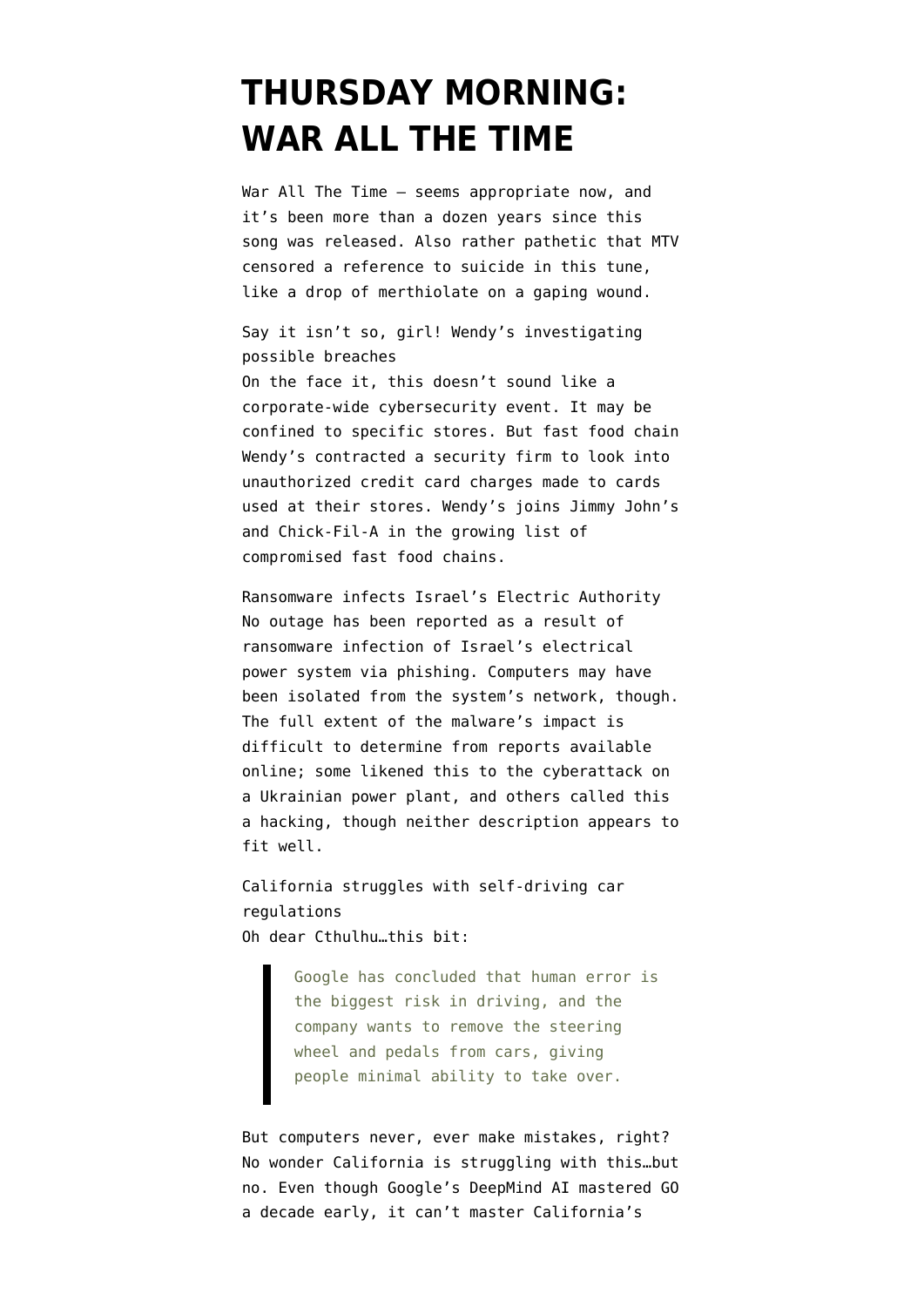# THURSDAY MORNING: WAR ALL THE TIME

War All The Time — seems appropriate now, and it's been more than a dozen years since this song was released. Also rather pathetic that MTV censored a reference to suicide in this tune, like a drop of merthiolate on a gaping wound.

Say it isn't so, girl! Wendy's investigating possible breaches
On the face it, this doesn't sound like a corporate-wide cybersecurity event. It may be confined to specific stores. But fast food chain Wendy's contracted a security firm to look into unauthorized credit card charges made to cards used at their stores. Wendy's joins Jimmy John's and Chick-Fil-A in the growing list of compromised fast food chains.

Ransomware infects Israel's Electric Authority
No outage has been reported as a result of ransomware infection of Israel's electrical power system via phishing. Computers may have been isolated from the system's network, though. The full extent of the malware's impact is difficult to determine from reports available online; some likened this to the cyberattack on a Ukrainian power plant, and others called this a hacking, though neither description appears to fit well.

California struggles with self-driving car regulations
Oh dear Cthulhu…this bit:

> Google has concluded that human error is the biggest risk in driving, and the company wants to remove the steering wheel and pedals from cars, giving people minimal ability to take over.

But computers never, ever make mistakes, right? No wonder California is struggling with this…but no. Even though Google's DeepMind AI mastered GO a decade early, it can't master California's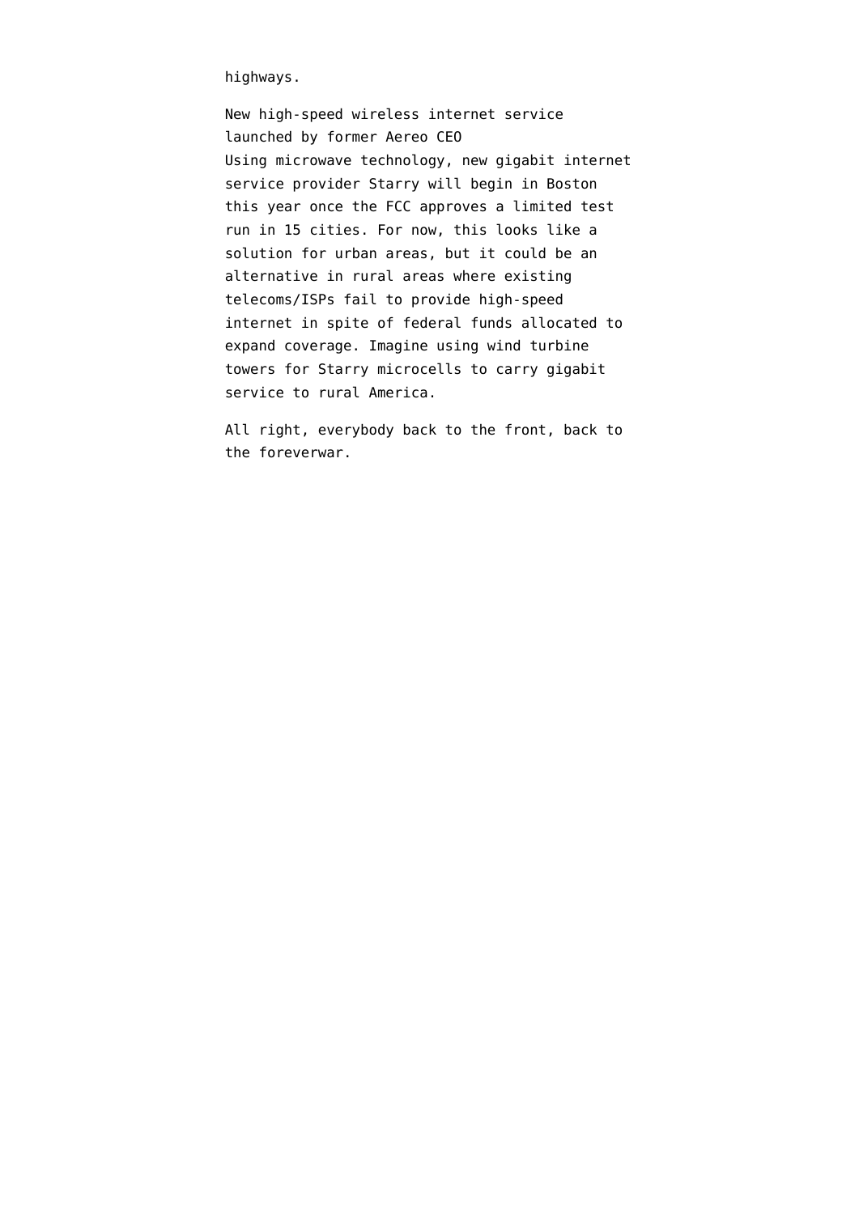highways.

New high-speed wireless internet service launched by former Aereo CEO
Using microwave technology, new gigabit internet service provider Starry will begin in Boston this year once the FCC approves a limited test run in 15 cities. For now, this looks like a solution for urban areas, but it could be an alternative in rural areas where existing telecoms/ISPs fail to provide high-speed internet in spite of federal funds allocated to expand coverage. Imagine using wind turbine towers for Starry microcells to carry gigabit service to rural America.

All right, everybody back to the front, back to the foreverwar.